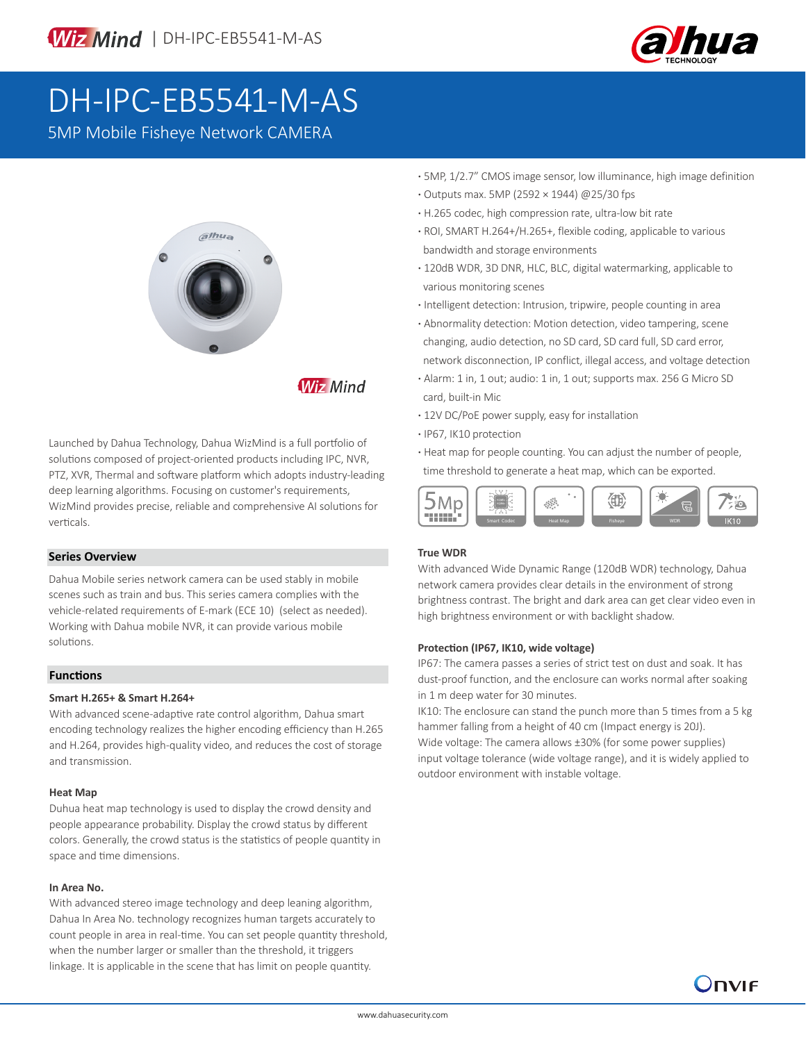# DH-IPC-EB5541-M-AS

5MP Mobile Fisheye Network CAMERA

- 5MP, 1/2.7" CMOS image sensor, low illuminance, high image definition
- Outputs max. 5MP (2592 × 1944) @25/30 fps
- H.265 codec, high compression rate, ultra-low bit rate
- ROI, SMART H.264+/H.265+, flexible coding, applicable to various bandwidth and storage environments
- 120dB WDR, 3D DNR, HLC, BLC, digital watermarking, applicable to various monitoring scenes
- Intelligent detection: Intrusion, tripwire, people counting in area
- Abnormality detection: Motion detection, video tampering, scene changing, audio detection, no SD card, SD card full, SD card error, network disconnection, IP conflict, illegal access, and voltage detection
- Alarm: 1 in, 1 out; audio: 1 in, 1 out; supports max. 256 G Micro SD card, built-in Mic
- 12V DC/PoE power supply, easy for installation
- IP67, IK10 protection
- Heat map for people counting. You can adjust the number of people, time threshold to generate a heat map, which can be exported.

Launched by Dahua Technology, Dahua WizMind is a full portfolio of solutions composed of project-oriented products including IPC, NVR, PTZ, XVR, Thermal and software platform which adopts industry-leading deep learning algorithms. Focusing on customer's requirements, WizMind provides precise, reliable and comprehensive AI solutions for verticals.

## Series Overview

Dahua Mobile series network camera can be used stably in mobile scenes such as train and bus. This series camera complies with the vehicle-related requirements of E-mark (ECE 10) (select as needed). Working with Dahua mobile NVR, it can provide various mobile solutions.

## Functions

### Smart H.265+ & Smart H.264+

With advanced scene-adaptive rate control algorithm, Dahua smart encoding technology realizes the higher encoding efficiency than H.265 and H.264, provides high-quality video, and reduces the cost of storage and transmission.

### Heat Map

Duhua heat map technology is used to display the crowd density and people appearance probability. Display the crowd status by different colors. Generally, the crowd status is the statistics of people quantity in space and time dimensions.

### In Area No.

With advanced stereo image technology and deep leaning algorithm, Dahua In Area No. technology recognizes human targets accurately to count people in area in real-time. You can set people quantity threshold, when the number larger or smaller than the threshold, it triggers linkage. It is applicable in the scene that has limit on people quantity.

### True WDR

With advanced Wide Dynamic Range (120dB WDR) technology, Dahua network camera provides clear details in the environment of strong brightness contrast. The bright and dark area can get clear video even in high brightness environment or with backlight shadow.

### Protection (IP67, IK10, wide voltage)

IP67: The camera passes a series of strict test on dust and soak. It has dust-proof function, and the enclosure can works normal after soaking in 1 m deep water for 30 minutes.

IK10: The enclosure can stand the punch more than 5 times from a 5 kg hammer falling from a height of 40 cm (Impact energy is 20J).

Wide voltage: The camera allows ±30% (for some power supplies) input voltage tolerance (wide voltage range), and it is widely applied to outdoor environment with instable voltage.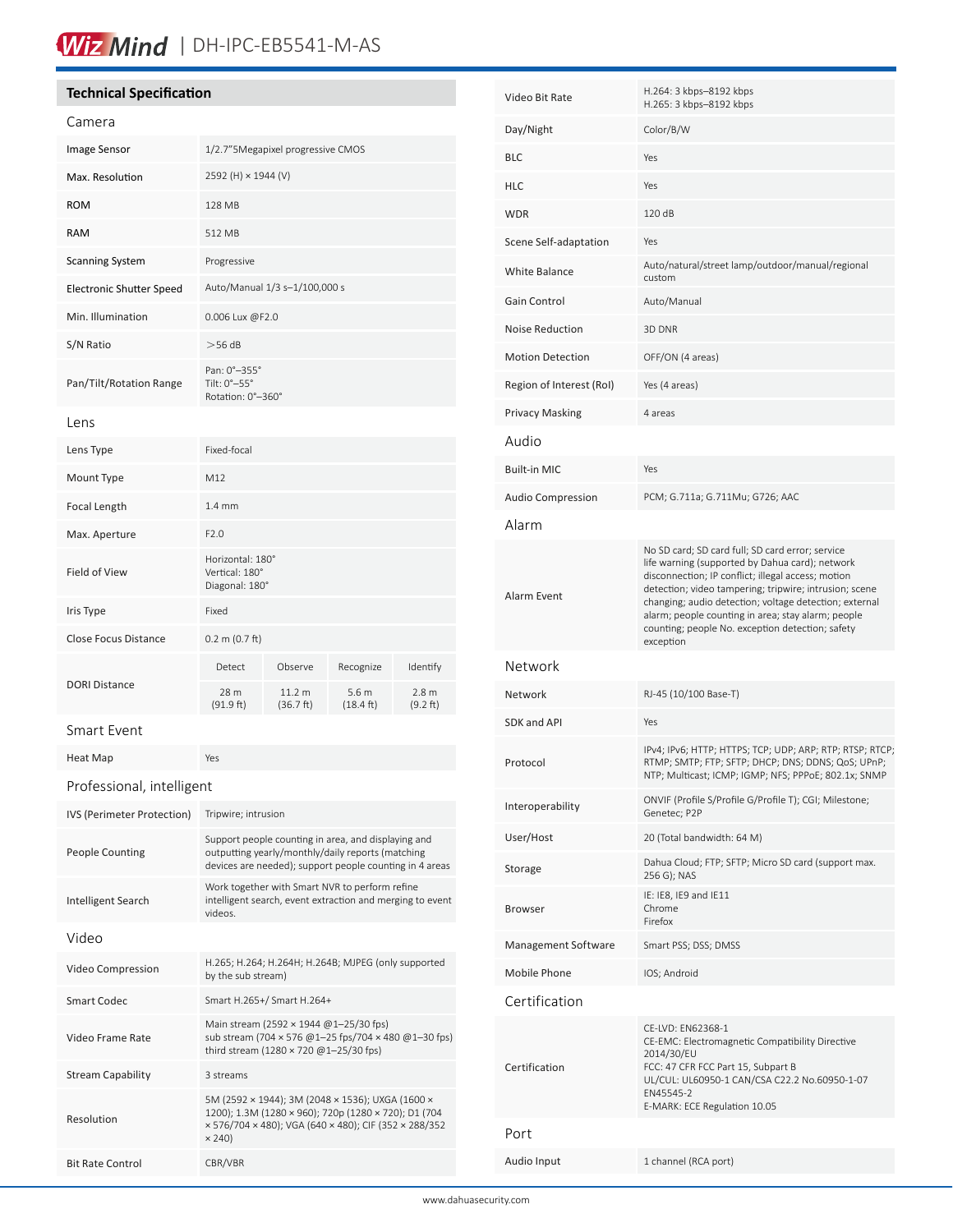## Technical Specification

### Camera

| | |
|---|---|
| Image Sensor | 1/2.7"5Megapixel progressive CMOS |
| Max. Resolution | 2592 (H) × 1944 (V) |
| ROM | 128 MB |
| RAM | 512 MB |
| Scanning System | Progressive |
| Electronic Shutter Speed | Auto/Manual 1/3 s–1/100,000 s |
| Min. Illumination | 0.006 Lux @F2.0 |
| S/N Ratio | >56 dB |
| Pan/Tilt/Rotation Range | Pan: 0°–355°<br>Tilt: 0°–55°<br>Rotation: 0°–360° |

### Lens

| | | | | |
|---|---|---|---|---|
| Lens Type | Fixed-focal | | | |
| Mount Type | M12 | | | |
| Focal Length | 1.4 mm | | | |
| Max. Aperture | F2.0 | | | |
| Field of View | Horizontal: 180°<br>Vertical: 180°<br>Diagonal: 180° | | | |
| Iris Type | Fixed | | | |
| Close Focus Distance | 0.2 m (0.7 ft) | | | |
| DORI Distance | Detect | Observe | Recognize | Identify |
| | 28 m (91.9 ft) | 11.2 m (36.7 ft) | 5.6 m (18.4 ft) | 2.8 m (9.2 ft) |

### Smart Event

| | |
|---|---|
| Heat Map | Yes |

### Professional, intelligent

| | |
|---|---|
| IVS (Perimeter Protection) | Tripwire; intrusion |
| People Counting | Support people counting in area, and displaying and outputting yearly/monthly/daily reports (matching devices are needed); support people counting in 4 areas |
| Intelligent Search | Work together with Smart NVR to perform refine intelligent search, event extraction and merging to event videos. |

### Video

| | |
|---|---|
| Video Compression | H.265; H.264; H.264H; H.264B; MJPEG (only supported by the sub stream) |
| Smart Codec | Smart H.265+/ Smart H.264+ |
| Video Frame Rate | Main stream (2592 × 1944 @1–25/30 fps)<br>sub stream (704 × 576 @1–25 fps/704 × 480 @1–30 fps)<br>third stream (1280 × 720 @1–25/30 fps) |
| Stream Capability | 3 streams |
| Resolution | 5M (2592 × 1944); 3M (2048 × 1536); UXGA (1600 × 1200); 1.3M (1280 × 960); 720p (1280 × 720); D1 (704 × 576/704 × 480); VGA (640 × 480); CIF (352 × 288/352 × 240) |
| Bit Rate Control | CBR/VBR |
| Video Bit Rate | H.264: 3 kbps–8192 kbps<br>H.265: 3 kbps–8192 kbps |
| Day/Night | Color/B/W |
| BLC | Yes |
| HLC | Yes |
| WDR | 120 dB |
| Scene Self-adaptation | Yes |
| White Balance | Auto/natural/street lamp/outdoor/manual/regional custom |
| Gain Control | Auto/Manual |
| Noise Reduction | 3D DNR |
| Motion Detection | OFF/ON (4 areas) |
| Region of Interest (RoI) | Yes (4 areas) |
| Privacy Masking | 4 areas |

### Audio

| | |
|---|---|
| Built-in MIC | Yes |
| Audio Compression | PCM; G.711a; G.711Mu; G726; AAC |

### Alarm

| | |
|---|---|
| Alarm Event | No SD card; SD card full; SD card error; service life warning (supported by Dahua card); network disconnection; IP conflict; illegal access; motion detection; video tampering; tripwire; intrusion; scene changing; audio detection; voltage detection; external alarm; people counting in area; stay alarm; people counting; people No. exception detection; safety exception |

### Network

| | |
|---|---|
| Network | RJ-45 (10/100 Base-T) |
| SDK and API | Yes |
| Protocol | IPv4; IPv6; HTTP; HTTPS; TCP; UDP; ARP; RTP; RTSP; RTCP; RTMP; SMTP; FTP; SFTP; DHCP; DNS; DDNS; QoS; UPnP; NTP; Multicast; ICMP; IGMP; NFS; PPPoE; 802.1x; SNMP |
| Interoperability | ONVIF (Profile S/Profile G/Profile T); CGI; Milestone; Genetec; P2P |
| User/Host | 20 (Total bandwidth: 64 M) |
| Storage | Dahua Cloud; FTP; SFTP; Micro SD card (support max. 256 G); NAS |
| Browser | IE: IE8, IE9 and IE11<br>Chrome<br>Firefox |
| Management Software | Smart PSS; DSS; DMSS |
| Mobile Phone | IOS; Android |

### Certification

| | |
|---|---|
| Certification | CE-LVD: EN62368-1<br>CE-EMC: Electromagnetic Compatibility Directive 2014/30/EU<br>FCC: 47 CFR FCC Part 15, Subpart B<br>UL/CUL: UL60950-1 CAN/CSA C22.2 No.60950-1-07<br>EN45545-2<br>E-MARK: ECE Regulation 10.05 |

### Port

| | |
|---|---|
| Audio Input | 1 channel (RCA port) |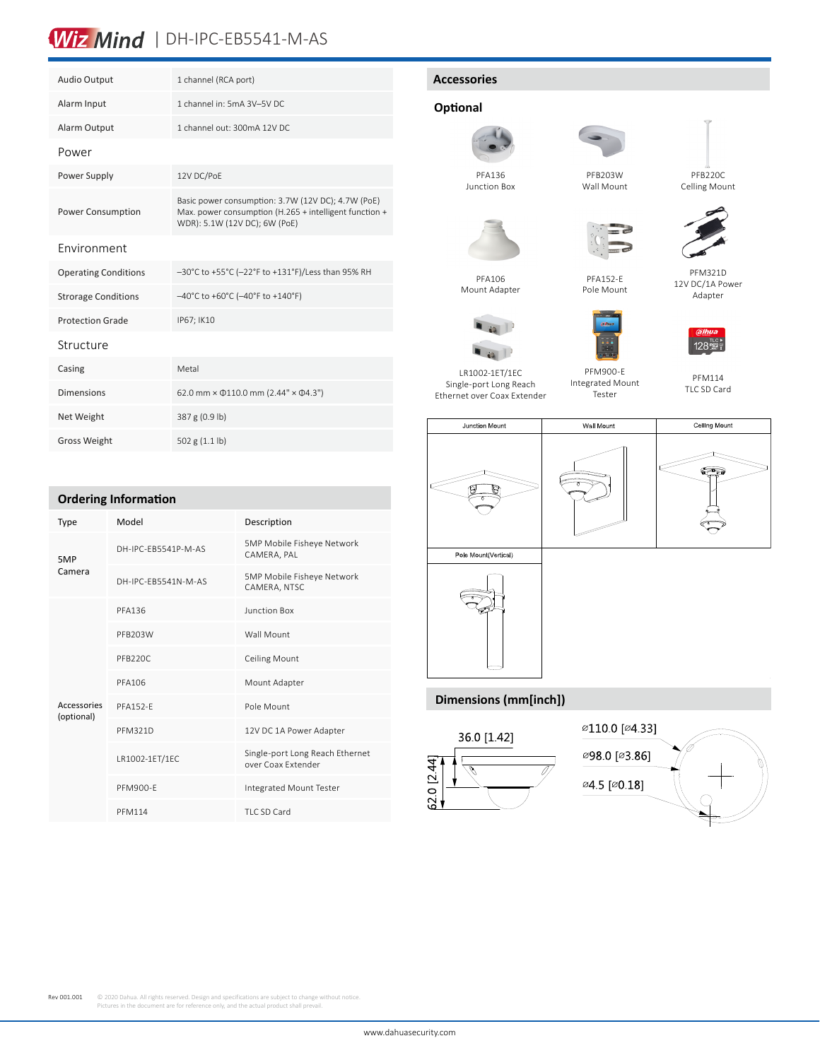| | |
|---|---|
| Audio Output | 1 channel (RCA port) |
| Alarm Input | 1 channel in: 5mA 3V–5V DC |
| Alarm Output | 1 channel out: 300mA 12V DC |

## Power

| | |
|---|---|
| Power Supply | 12V DC/PoE |
| Power Consumption | Basic power consumption: 3.7W (12V DC); 4.7W (PoE) Max. power consumption (H.265 + intelligent function + WDR): 5.1W (12V DC); 6W (PoE) |

## Environment

| | |
|---|---|
| Operating Conditions | –30°C to +55°C (–22°F to +131°F)/Less than 95% RH |
| Strorage Conditions | –40°C to +60°C (–40°F to +140°F) |
| Protection Grade | IP67; IK10 |

## Structure

| | |
|---|---|
| Casing | Metal |
| Dimensions | 62.0 mm × Φ110.0 mm (2.44" × Φ4.3") |
| Net Weight | 387 g (0.9 lb) |
| Gross Weight | 502 g (1.1 lb) |

## Ordering Information

| Type | Model | Description |
|---|---|---|
| 5MP Camera | DH-IPC-EB5541P-M-AS | 5MP Mobile Fisheye Network CAMERA, PAL |
| | DH-IPC-EB5541N-M-AS | 5MP Mobile Fisheye Network CAMERA, NTSC |
| Accessories (optional) | PFA136 | Junction Box |
| | PFB203W | Wall Mount |
| | PFB220C | Ceiling Mount |
| | PFA106 | Mount Adapter |
| | PFA152-E | Pole Mount |
| | PFM321D | 12V DC 1A Power Adapter |
| | LR1002-1ET/1EC | Single-port Long Reach Ethernet over Coax Extender |
| | PFM900-E | Integrated Mount Tester |
| | PFM114 | TLC SD Card |

## Accessories

### Optional

PFA136
Junction Box

PFB203W
Wall Mount

PFB220C
Celling Mount

PFA106
Mount Adapter

PFA152-E
Pole Mount

PFM321D
12V DC/1A Power Adapter

LR1002-1ET/1EC
Single-port Long Reach Ethernet over Coax Extender

PFM900-E
Integrated Mount Tester

PFM114
TLC SD Card

Junction Mount

Wall Mount

Ceiling Mount

Pole Mount(Vertical)

## Dimensions (mm[inch])

36.0 [1.42]

62.0 [2.44]

⌀110.0 [⌀4.33]

⌀98.0 [⌀3.86]

⌀4.5 [⌀0.18]

Rev 001.001 © 2020 Dahua. All rights reserved. Design and specifications are subject to change without notice. Pictures in the document are for reference only, and the actual product shall prevail.

www.dahuasecurity.com